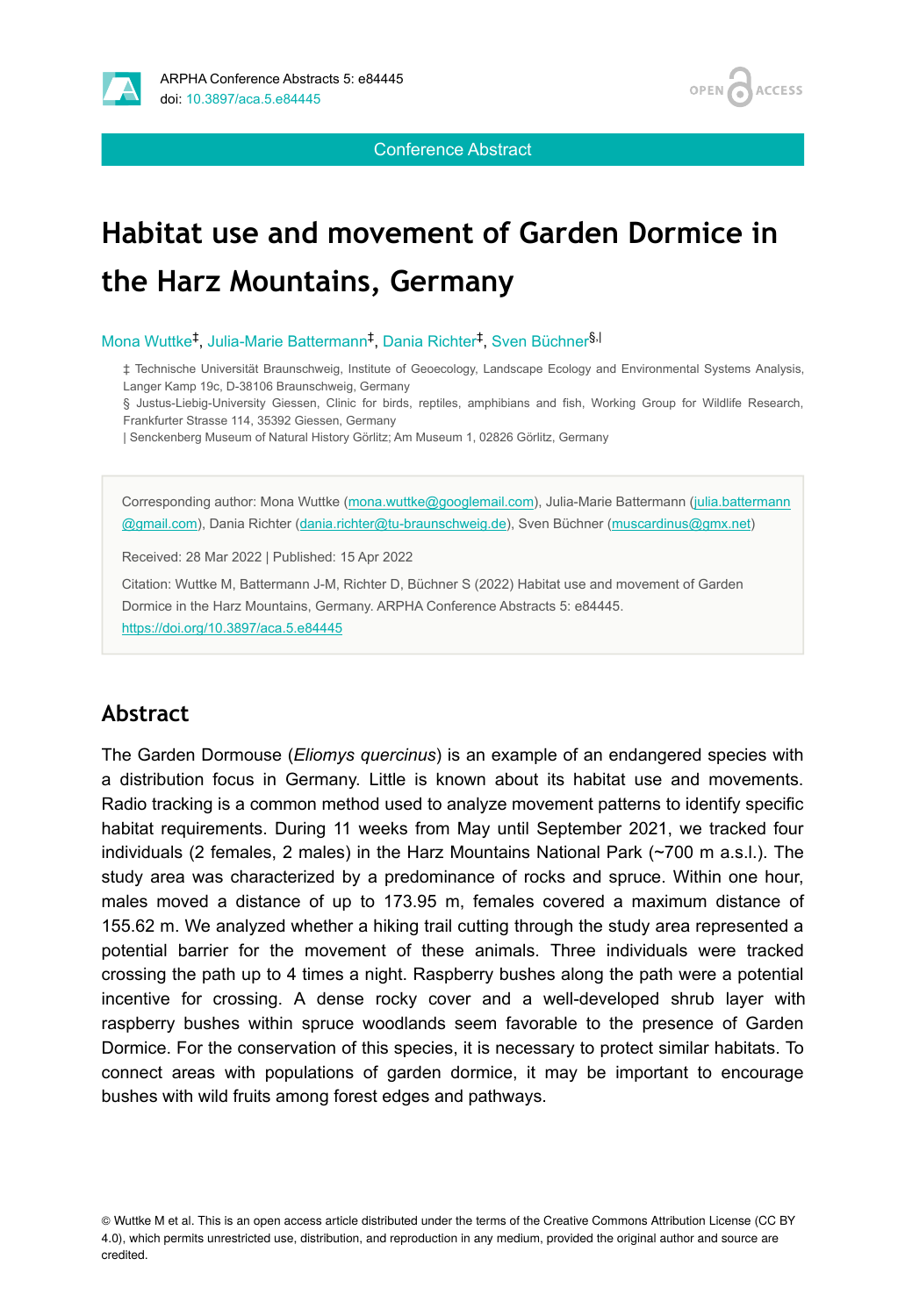Conference Abstract

# Habitat use and movement of Garden Dormice in the Harz Mountains, Germany

Mona Wuttke[‡], Julia-Marie Battermann[‡], Dania Richter[‡], Sven Büchner[§,|]

‡ Technische Universität Braunschweig, Institute of Geoecology, Landscape Ecology and Environmental Systems Analysis, Langer Kamp 19c, D-38106 Braunschweig, Germany

§ Justus-Liebig-University Giessen, Clinic for birds, reptiles, amphibians and fish, Working Group for Wildlife Research, Frankfurter Strasse 114, 35392 Giessen, Germany

| Senckenberg Museum of Natural History Görlitz; Am Museum 1, 02826 Görlitz, Germany

Corresponding author: Mona Wuttke (mona.wuttke@googlemail.com), Julia-Marie Battermann (julia.battermann@gmail.com), Dania Richter (dania.richter@tu-braunschweig.de), Sven Büchner (muscardinus@gmx.net)

Received: 28 Mar 2022 | Published: 15 Apr 2022

Citation: Wuttke M, Battermann J-M, Richter D, Büchner S (2022) Habitat use and movement of Garden Dormice in the Harz Mountains, Germany. ARPHA Conference Abstracts 5: e84445. https://doi.org/10.3897/aca.5.e84445

## Abstract

The Garden Dormouse (*Eliomys quercinus*) is an example of an endangered species with a distribution focus in Germany. Little is known about its habitat use and movements. Radio tracking is a common method used to analyze movement patterns to identify specific habitat requirements. During 11 weeks from May until September 2021, we tracked four individuals (2 females, 2 males) in the Harz Mountains National Park (~700 m a.s.l.). The study area was characterized by a predominance of rocks and spruce. Within one hour, males moved a distance of up to 173.95 m, females covered a maximum distance of 155.62 m. We analyzed whether a hiking trail cutting through the study area represented a potential barrier for the movement of these animals. Three individuals were tracked crossing the path up to 4 times a night. Raspberry bushes along the path were a potential incentive for crossing. A dense rocky cover and a well-developed shrub layer with raspberry bushes within spruce woodlands seem favorable to the presence of Garden Dormice. For the conservation of this species, it is necessary to protect similar habitats. To connect areas with populations of garden dormice, it may be important to encourage bushes with wild fruits among forest edges and pathways.

© Wuttke M et al. This is an open access article distributed under the terms of the Creative Commons Attribution License (CC BY 4.0), which permits unrestricted use, distribution, and reproduction in any medium, provided the original author and source are credited.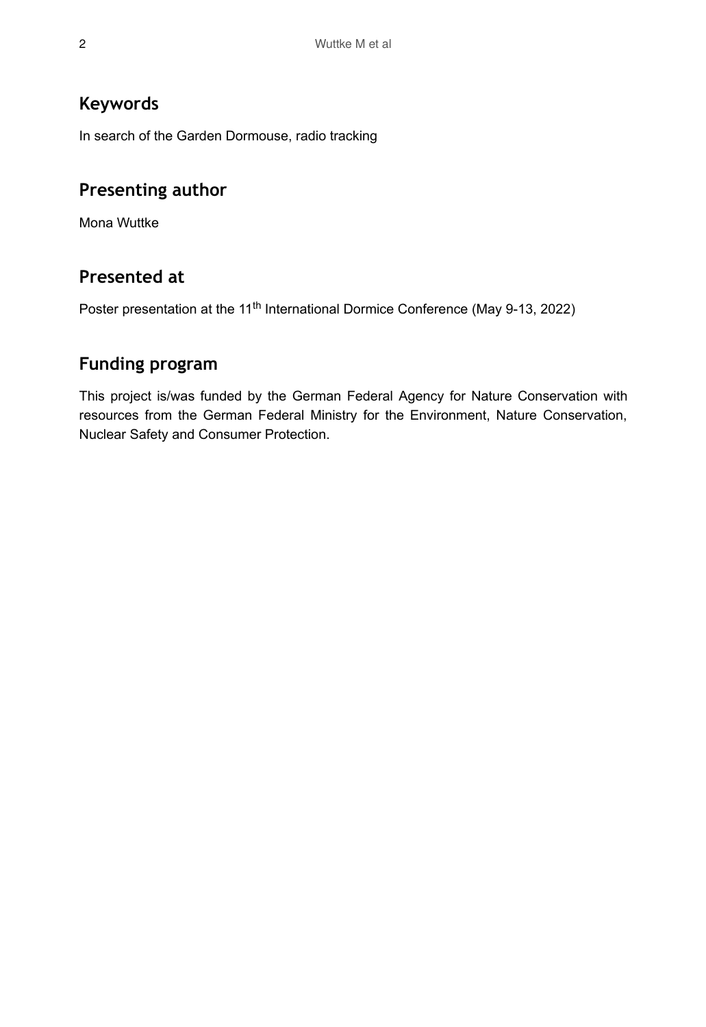## Keywords

In search of the Garden Dormouse, radio tracking

## Presenting author

Mona Wuttke

## Presented at

Poster presentation at the 11th International Dormice Conference (May 9-13, 2022)

## Funding program

This project is/was funded by the German Federal Agency for Nature Conservation with resources from the German Federal Ministry for the Environment, Nature Conservation, Nuclear Safety and Consumer Protection.